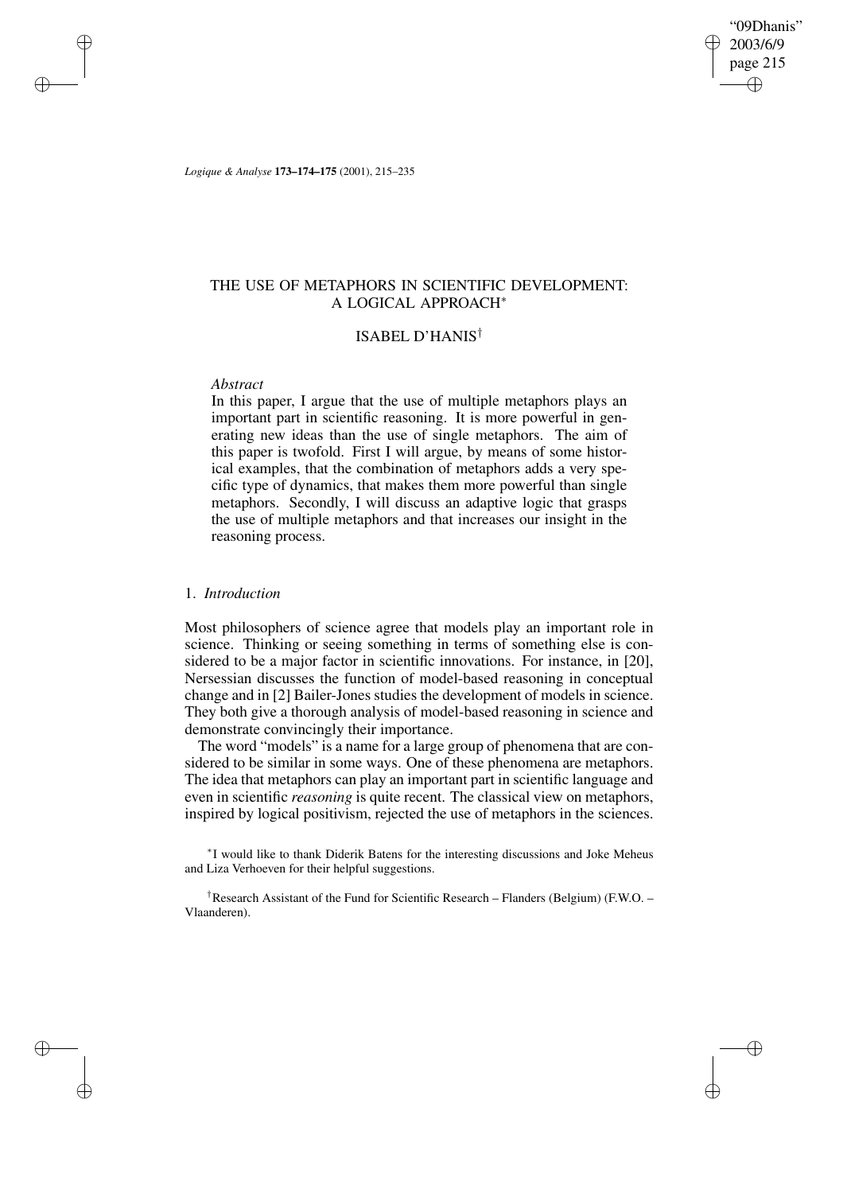# THE USE OF METAPHORS IN SCIENTIFIC DEVELOPMENT: A LOGICAL APPROACH[*]

## ISABEL D'HANIS[†]

*Abstract*

In this paper, I argue that the use of multiple metaphors plays an important part in scientific reasoning. It is more powerful in generating new ideas than the use of single metaphors. The aim of this paper is twofold. First I will argue, by means of some historical examples, that the combination of metaphors adds a very specific type of dynamics, that makes them more powerful than single metaphors. Secondly, I will discuss an adaptive logic that grasps the use of multiple metaphors and that increases our insight in the reasoning process.

## 1. *Introduction*

Most philosophers of science agree that models play an important role in science. Thinking or seeing something in terms of something else is considered to be a major factor in scientific innovations. For instance, in [20], Nersessian discusses the function of model-based reasoning in conceptual change and in [2] Bailer-Jones studies the development of models in science. They both give a thorough analysis of model-based reasoning in science and demonstrate convincingly their importance.

The word "models" is a name for a large group of phenomena that are considered to be similar in some ways. One of these phenomena are metaphors. The idea that metaphors can play an important part in scientific language and even in scientific *reasoning* is quite recent. The classical view on metaphors, inspired by logical positivism, rejected the use of metaphors in the sciences.

[*] I would like to thank Diderik Batens for the interesting discussions and Joke Meheus and Liza Verhoeven for their helpful suggestions.

[†] Research Assistant of the Fund for Scientific Research – Flanders (Belgium) (F.W.O. – Vlaanderen).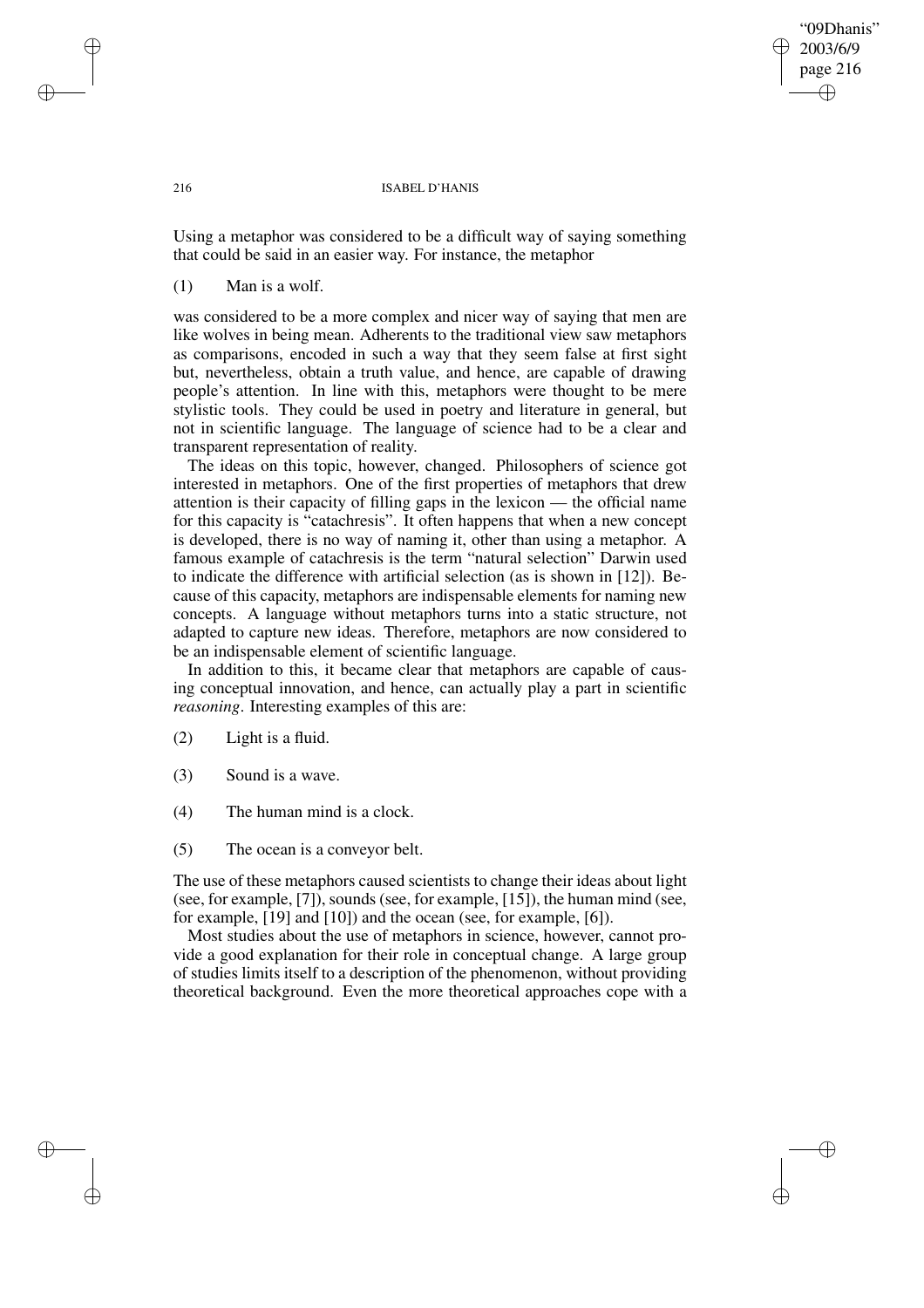Using a metaphor was considered to be a difficult way of saying something that could be said in an easier way. For instance, the metaphor

(1) Man is a wolf.

was considered to be a more complex and nicer way of saying that men are like wolves in being mean. Adherents to the traditional view saw metaphors as comparisons, encoded in such a way that they seem false at first sight but, nevertheless, obtain a truth value, and hence, are capable of drawing people's attention. In line with this, metaphors were thought to be mere stylistic tools. They could be used in poetry and literature in general, but not in scientific language. The language of science had to be a clear and transparent representation of reality.

The ideas on this topic, however, changed. Philosophers of science got interested in metaphors. One of the first properties of metaphors that drew attention is their capacity of filling gaps in the lexicon — the official name for this capacity is "catachresis". It often happens that when a new concept is developed, there is no way of naming it, other than using a metaphor. A famous example of catachresis is the term "natural selection" Darwin used to indicate the difference with artificial selection (as is shown in [12]). Because of this capacity, metaphors are indispensable elements for naming new concepts. A language without metaphors turns into a static structure, not adapted to capture new ideas. Therefore, metaphors are now considered to be an indispensable element of scientific language.

In addition to this, it became clear that metaphors are capable of causing conceptual innovation, and hence, can actually play a part in scientific *reasoning*. Interesting examples of this are:

(2) Light is a fluid.

(3) Sound is a wave.

(4) The human mind is a clock.

(5) The ocean is a conveyor belt.

The use of these metaphors caused scientists to change their ideas about light (see, for example, [7]), sounds (see, for example, [15]), the human mind (see, for example, [19] and [10]) and the ocean (see, for example, [6]).

Most studies about the use of metaphors in science, however, cannot provide a good explanation for their role in conceptual change. A large group of studies limits itself to a description of the phenomenon, without providing theoretical background. Even the more theoretical approaches cope with a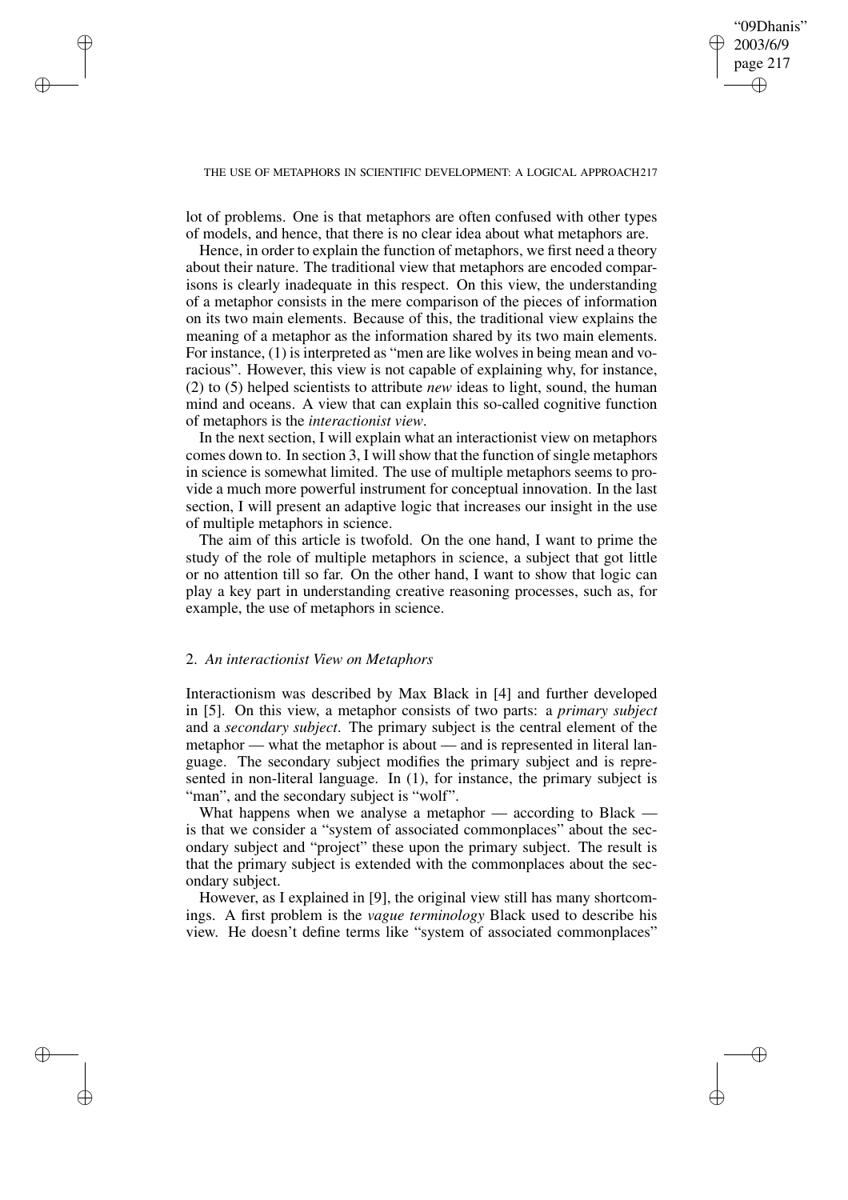lot of problems. One is that metaphors are often confused with other types of models, and hence, that there is no clear idea about what metaphors are.

Hence, in order to explain the function of metaphors, we first need a theory about their nature. The traditional view that metaphors are encoded comparisons is clearly inadequate in this respect. On this view, the understanding of a metaphor consists in the mere comparison of the pieces of information on its two main elements. Because of this, the traditional view explains the meaning of a metaphor as the information shared by its two main elements. For instance, (1) is interpreted as "men are like wolves in being mean and voracious". However, this view is not capable of explaining why, for instance, (2) to (5) helped scientists to attribute *new* ideas to light, sound, the human mind and oceans. A view that can explain this so-called cognitive function of metaphors is the *interactionist view*.

In the next section, I will explain what an interactionist view on metaphors comes down to. In section 3, I will show that the function of single metaphors in science is somewhat limited. The use of multiple metaphors seems to provide a much more powerful instrument for conceptual innovation. In the last section, I will present an adaptive logic that increases our insight in the use of multiple metaphors in science.

The aim of this article is twofold. On the one hand, I want to prime the study of the role of multiple metaphors in science, a subject that got little or no attention till so far. On the other hand, I want to show that logic can play a key part in understanding creative reasoning processes, such as, for example, the use of metaphors in science.

## 2. *An interactionist View on Metaphors*

Interactionism was described by Max Black in [4] and further developed in [5]. On this view, a metaphor consists of two parts: a *primary subject* and a *secondary subject*. The primary subject is the central element of the metaphor — what the metaphor is about — and is represented in literal language. The secondary subject modifies the primary subject and is represented in non-literal language. In (1), for instance, the primary subject is "man", and the secondary subject is "wolf".

What happens when we analyse a metaphor — according to Black — is that we consider a "system of associated commonplaces" about the secondary subject and "project" these upon the primary subject. The result is that the primary subject is extended with the commonplaces about the secondary subject.

However, as I explained in [9], the original view still has many shortcomings. A first problem is the *vague terminology* Black used to describe his view. He doesn't define terms like "system of associated commonplaces"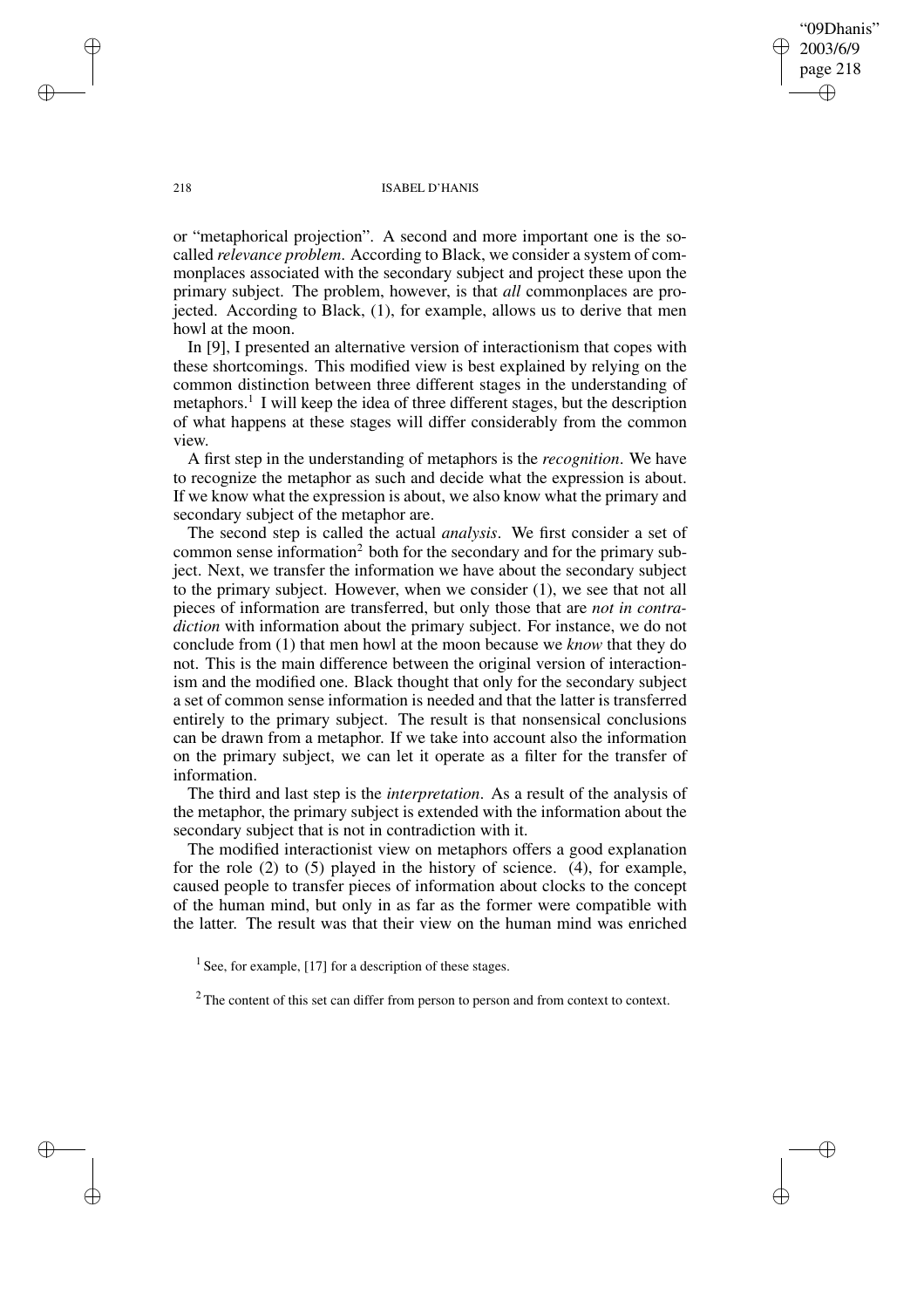or "metaphorical projection". A second and more important one is the so-called *relevance problem*. According to Black, we consider a system of commonplaces associated with the secondary subject and project these upon the primary subject. The problem, however, is that *all* commonplaces are projected. According to Black, (1), for example, allows us to derive that men howl at the moon.

In [9], I presented an alternative version of interactionism that copes with these shortcomings. This modified view is best explained by relying on the common distinction between three different stages in the understanding of metaphors.[1] I will keep the idea of three different stages, but the description of what happens at these stages will differ considerably from the common view.

A first step in the understanding of metaphors is the *recognition*. We have to recognize the metaphor as such and decide what the expression is about. If we know what the expression is about, we also know what the primary and secondary subject of the metaphor are.

The second step is called the actual *analysis*. We first consider a set of common sense information[2] both for the secondary and for the primary subject. Next, we transfer the information we have about the secondary subject to the primary subject. However, when we consider (1), we see that not all pieces of information are transferred, but only those that are *not in contradiction* with information about the primary subject. For instance, we do not conclude from (1) that men howl at the moon because we *know* that they do not. This is the main difference between the original version of interactionism and the modified one. Black thought that only for the secondary subject a set of common sense information is needed and that the latter is transferred entirely to the primary subject. The result is that nonsensical conclusions can be drawn from a metaphor. If we take into account also the information on the primary subject, we can let it operate as a filter for the transfer of information.

The third and last step is the *interpretation*. As a result of the analysis of the metaphor, the primary subject is extended with the information about the secondary subject that is not in contradiction with it.

The modified interactionist view on metaphors offers a good explanation for the role (2) to (5) played in the history of science. (4), for example, caused people to transfer pieces of information about clocks to the concept of the human mind, but only in as far as the former were compatible with the latter. The result was that their view on the human mind was enriched

[1] See, for example, [17] for a description of these stages.

[2] The content of this set can differ from person to person and from context to context.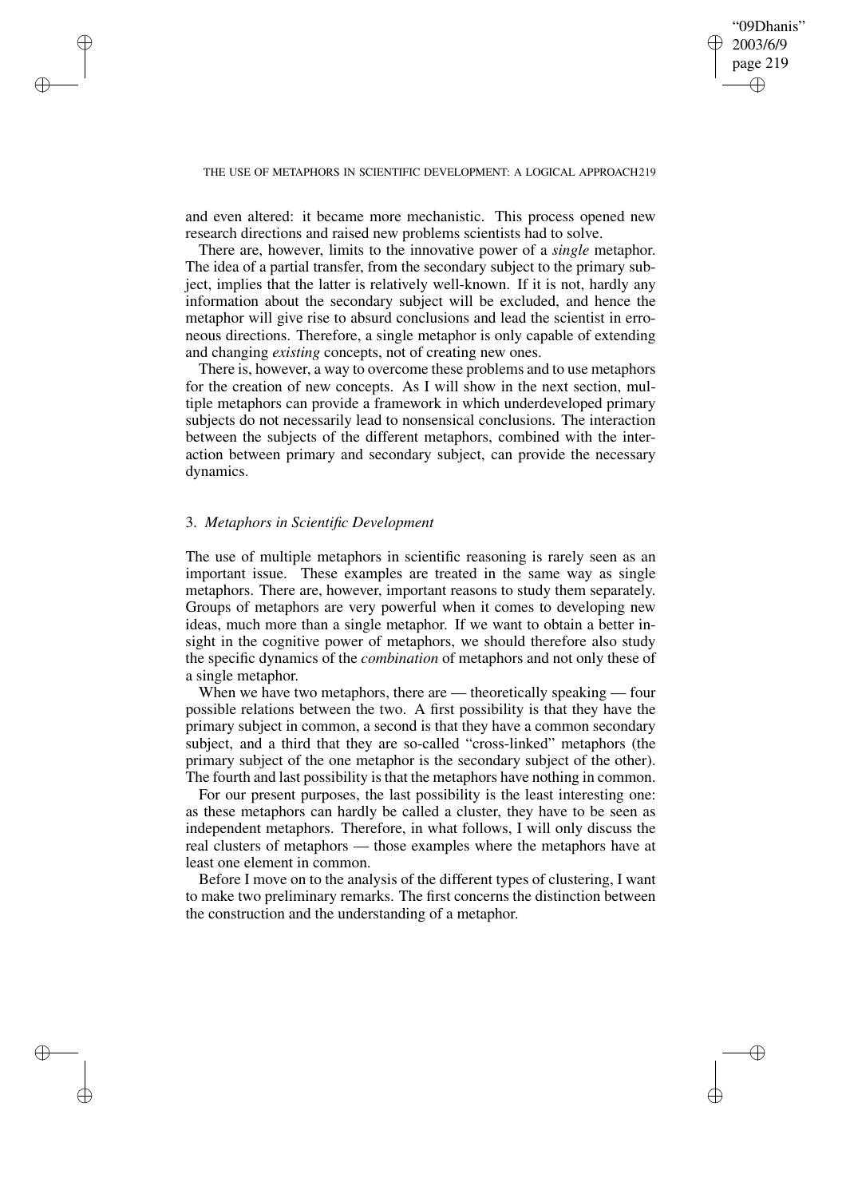and even altered: it became more mechanistic. This process opened new research directions and raised new problems scientists had to solve.

There are, however, limits to the innovative power of a *single* metaphor. The idea of a partial transfer, from the secondary subject to the primary subject, implies that the latter is relatively well-known. If it is not, hardly any information about the secondary subject will be excluded, and hence the metaphor will give rise to absurd conclusions and lead the scientist in erroneous directions. Therefore, a single metaphor is only capable of extending and changing *existing* concepts, not of creating new ones.

There is, however, a way to overcome these problems and to use metaphors for the creation of new concepts. As I will show in the next section, multiple metaphors can provide a framework in which underdeveloped primary subjects do not necessarily lead to nonsensical conclusions. The interaction between the subjects of the different metaphors, combined with the interaction between primary and secondary subject, can provide the necessary dynamics.

## 3. *Metaphors in Scientific Development*

The use of multiple metaphors in scientific reasoning is rarely seen as an important issue. These examples are treated in the same way as single metaphors. There are, however, important reasons to study them separately. Groups of metaphors are very powerful when it comes to developing new ideas, much more than a single metaphor. If we want to obtain a better insight in the cognitive power of metaphors, we should therefore also study the specific dynamics of the *combination* of metaphors and not only these of a single metaphor.

When we have two metaphors, there are — theoretically speaking — four possible relations between the two. A first possibility is that they have the primary subject in common, a second is that they have a common secondary subject, and a third that they are so-called "cross-linked" metaphors (the primary subject of the one metaphor is the secondary subject of the other). The fourth and last possibility is that the metaphors have nothing in common.

For our present purposes, the last possibility is the least interesting one: as these metaphors can hardly be called a cluster, they have to be seen as independent metaphors. Therefore, in what follows, I will only discuss the real clusters of metaphors — those examples where the metaphors have at least one element in common.

Before I move on to the analysis of the different types of clustering, I want to make two preliminary remarks. The first concerns the distinction between the construction and the understanding of a metaphor.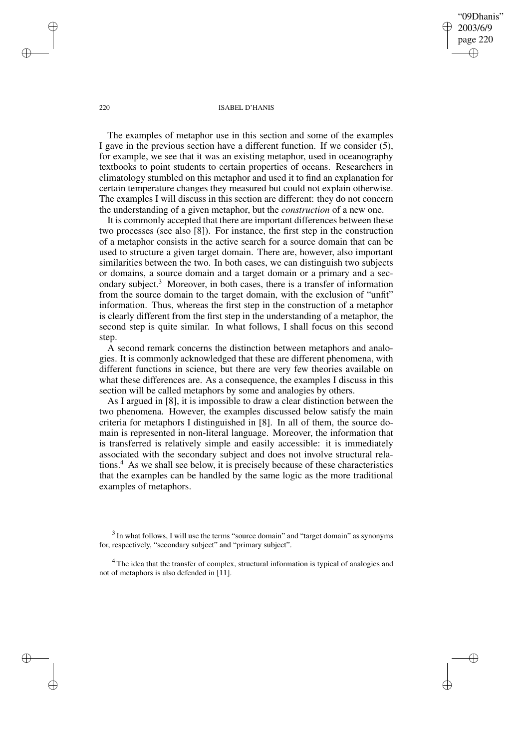The examples of metaphor use in this section and some of the examples I gave in the previous section have a different function. If we consider (5), for example, we see that it was an existing metaphor, used in oceanography textbooks to point students to certain properties of oceans. Researchers in climatology stumbled on this metaphor and used it to find an explanation for certain temperature changes they measured but could not explain otherwise. The examples I will discuss in this section are different: they do not concern the understanding of a given metaphor, but the *construction* of a new one.

It is commonly accepted that there are important differences between these two processes (see also [8]). For instance, the first step in the construction of a metaphor consists in the active search for a source domain that can be used to structure a given target domain. There are, however, also important similarities between the two. In both cases, we can distinguish two subjects or domains, a source domain and a target domain or a primary and a secondary subject.[3] Moreover, in both cases, there is a transfer of information from the source domain to the target domain, with the exclusion of "unfit" information. Thus, whereas the first step in the construction of a metaphor is clearly different from the first step in the understanding of a metaphor, the second step is quite similar. In what follows, I shall focus on this second step.

A second remark concerns the distinction between metaphors and analogies. It is commonly acknowledged that these are different phenomena, with different functions in science, but there are very few theories available on what these differences are. As a consequence, the examples I discuss in this section will be called metaphors by some and analogies by others.

As I argued in [8], it is impossible to draw a clear distinction between the two phenomena. However, the examples discussed below satisfy the main criteria for metaphors I distinguished in [8]. In all of them, the source domain is represented in non-literal language. Moreover, the information that is transferred is relatively simple and easily accessible: it is immediately associated with the secondary subject and does not involve structural relations.[4] As we shall see below, it is precisely because of these characteristics that the examples can be handled by the same logic as the more traditional examples of metaphors.

[3] In what follows, I will use the terms "source domain" and "target domain" as synonyms for, respectively, "secondary subject" and "primary subject".

[4] The idea that the transfer of complex, structural information is typical of analogies and not of metaphors is also defended in [11].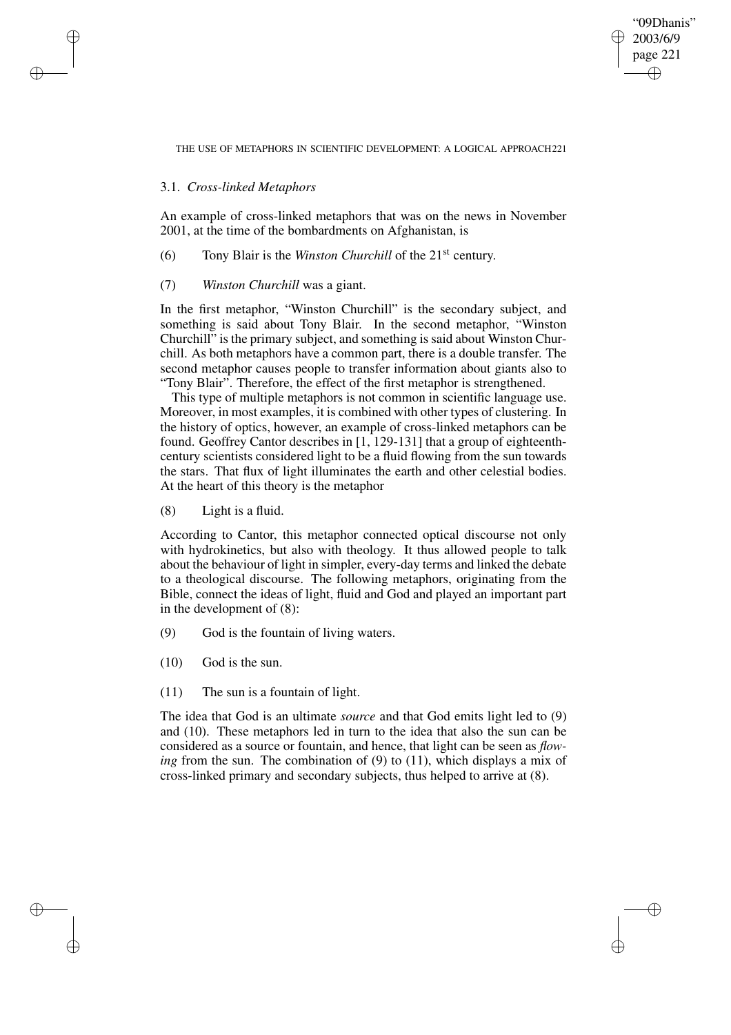### 3.1. *Cross-linked Metaphors*

An example of cross-linked metaphors that was on the news in November 2001, at the time of the bombardments on Afghanistan, is

(6) Tony Blair is the *Winston Churchill* of the 21st century.

(7) *Winston Churchill* was a giant.

In the first metaphor, "Winston Churchill" is the secondary subject, and something is said about Tony Blair. In the second metaphor, "Winston Churchill" is the primary subject, and something is said about Winston Churchill. As both metaphors have a common part, there is a double transfer. The second metaphor causes people to transfer information about giants also to "Tony Blair". Therefore, the effect of the first metaphor is strengthened.

This type of multiple metaphors is not common in scientific language use. Moreover, in most examples, it is combined with other types of clustering. In the history of optics, however, an example of cross-linked metaphors can be found. Geoffrey Cantor describes in [1, 129-131] that a group of eighteenth-century scientists considered light to be a fluid flowing from the sun towards the stars. That flux of light illuminates the earth and other celestial bodies. At the heart of this theory is the metaphor

(8) Light is a fluid.

According to Cantor, this metaphor connected optical discourse not only with hydrokinetics, but also with theology. It thus allowed people to talk about the behaviour of light in simpler, every-day terms and linked the debate to a theological discourse. The following metaphors, originating from the Bible, connect the ideas of light, fluid and God and played an important part in the development of (8):

(9) God is the fountain of living waters.

(10) God is the sun.

(11) The sun is a fountain of light.

The idea that God is an ultimate *source* and that God emits light led to (9) and (10). These metaphors led in turn to the idea that also the sun can be considered as a source or fountain, and hence, that light can be seen as *flowing* from the sun. The combination of (9) to (11), which displays a mix of cross-linked primary and secondary subjects, thus helped to arrive at (8).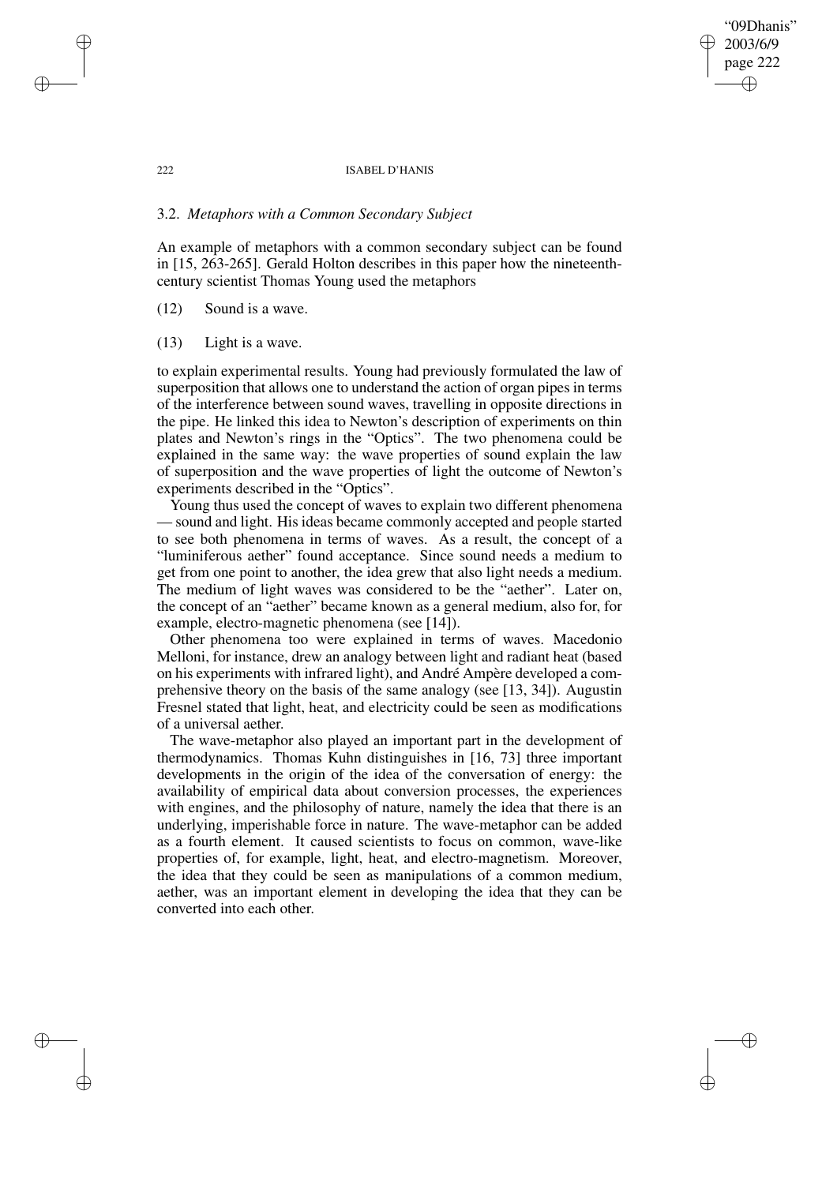### 3.2. *Metaphors with a Common Secondary Subject*

An example of metaphors with a common secondary subject can be found in [15, 263-265]. Gerald Holton describes in this paper how the nineteenth-century scientist Thomas Young used the metaphors

(12) Sound is a wave.

(13) Light is a wave.

to explain experimental results. Young had previously formulated the law of superposition that allows one to understand the action of organ pipes in terms of the interference between sound waves, travelling in opposite directions in the pipe. He linked this idea to Newton's description of experiments on thin plates and Newton's rings in the "Optics". The two phenomena could be explained in the same way: the wave properties of sound explain the law of superposition and the wave properties of light the outcome of Newton's experiments described in the "Optics".

Young thus used the concept of waves to explain two different phenomena — sound and light. His ideas became commonly accepted and people started to see both phenomena in terms of waves. As a result, the concept of a "luminiferous aether" found acceptance. Since sound needs a medium to get from one point to another, the idea grew that also light needs a medium. The medium of light waves was considered to be the "aether". Later on, the concept of an "aether" became known as a general medium, also for, for example, electro-magnetic phenomena (see [14]).

Other phenomena too were explained in terms of waves. Macedonio Melloni, for instance, drew an analogy between light and radiant heat (based on his experiments with infrared light), and André Ampère developed a comprehensive theory on the basis of the same analogy (see [13, 34]). Augustin Fresnel stated that light, heat, and electricity could be seen as modifications of a universal aether.

The wave-metaphor also played an important part in the development of thermodynamics. Thomas Kuhn distinguishes in [16, 73] three important developments in the origin of the idea of the conversation of energy: the availability of empirical data about conversion processes, the experiences with engines, and the philosophy of nature, namely the idea that there is an underlying, imperishable force in nature. The wave-metaphor can be added as a fourth element. It caused scientists to focus on common, wave-like properties of, for example, light, heat, and electro-magnetism. Moreover, the idea that they could be seen as manipulations of a common medium, aether, was an important element in developing the idea that they can be converted into each other.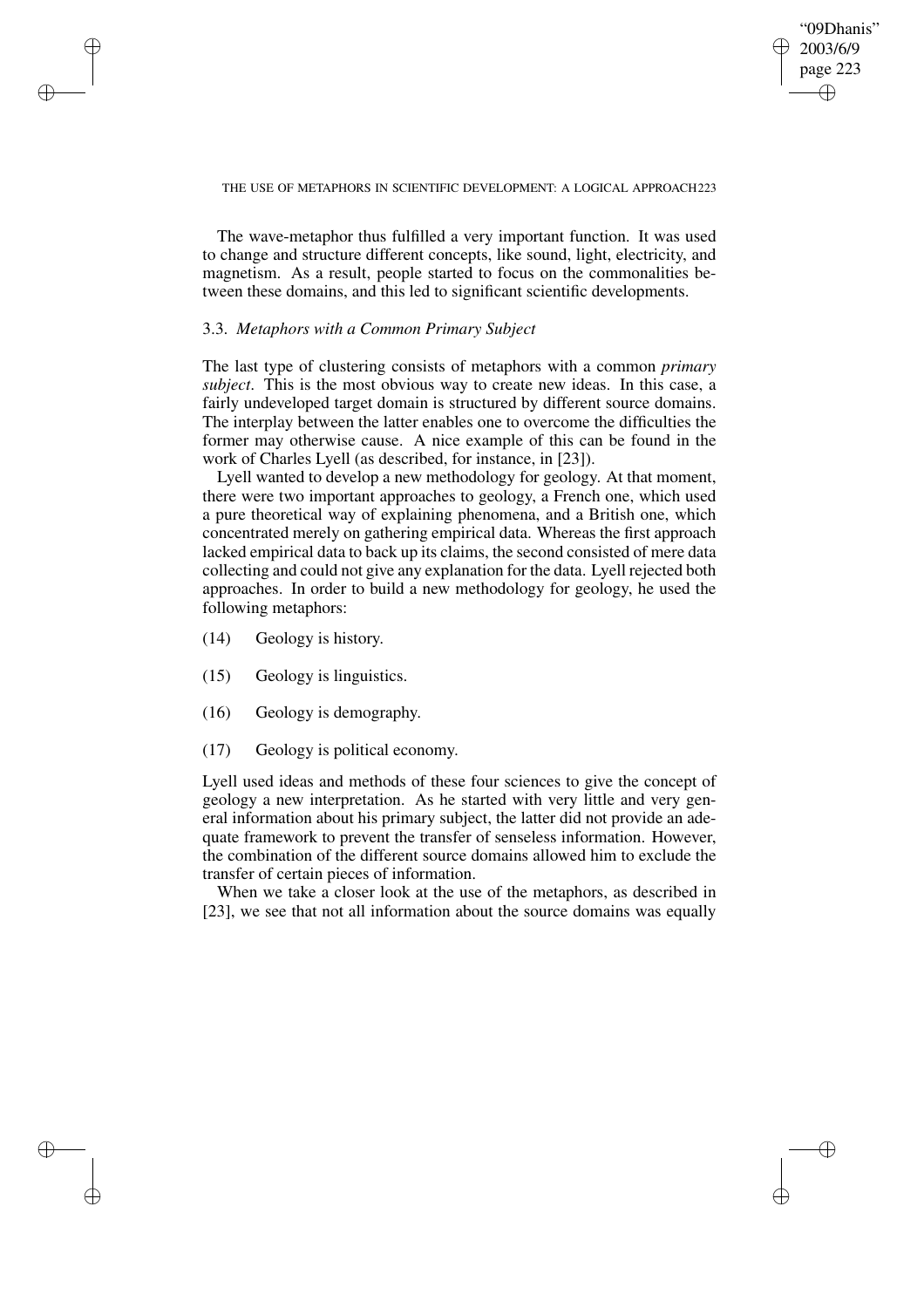The wave-metaphor thus fulfilled a very important function. It was used to change and structure different concepts, like sound, light, electricity, and magnetism. As a result, people started to focus on the commonalities between these domains, and this led to significant scientific developments.

### 3.3. *Metaphors with a Common Primary Subject*

The last type of clustering consists of metaphors with a common *primary subject*. This is the most obvious way to create new ideas. In this case, a fairly undeveloped target domain is structured by different source domains. The interplay between the latter enables one to overcome the difficulties the former may otherwise cause. A nice example of this can be found in the work of Charles Lyell (as described, for instance, in [23]).

Lyell wanted to develop a new methodology for geology. At that moment, there were two important approaches to geology, a French one, which used a pure theoretical way of explaining phenomena, and a British one, which concentrated merely on gathering empirical data. Whereas the first approach lacked empirical data to back up its claims, the second consisted of mere data collecting and could not give any explanation for the data. Lyell rejected both approaches. In order to build a new methodology for geology, he used the following metaphors:

(14) Geology is history.

(15) Geology is linguistics.

(16) Geology is demography.

(17) Geology is political economy.

Lyell used ideas and methods of these four sciences to give the concept of geology a new interpretation. As he started with very little and very general information about his primary subject, the latter did not provide an adequate framework to prevent the transfer of senseless information. However, the combination of the different source domains allowed him to exclude the transfer of certain pieces of information.

When we take a closer look at the use of the metaphors, as described in [23], we see that not all information about the source domains was equally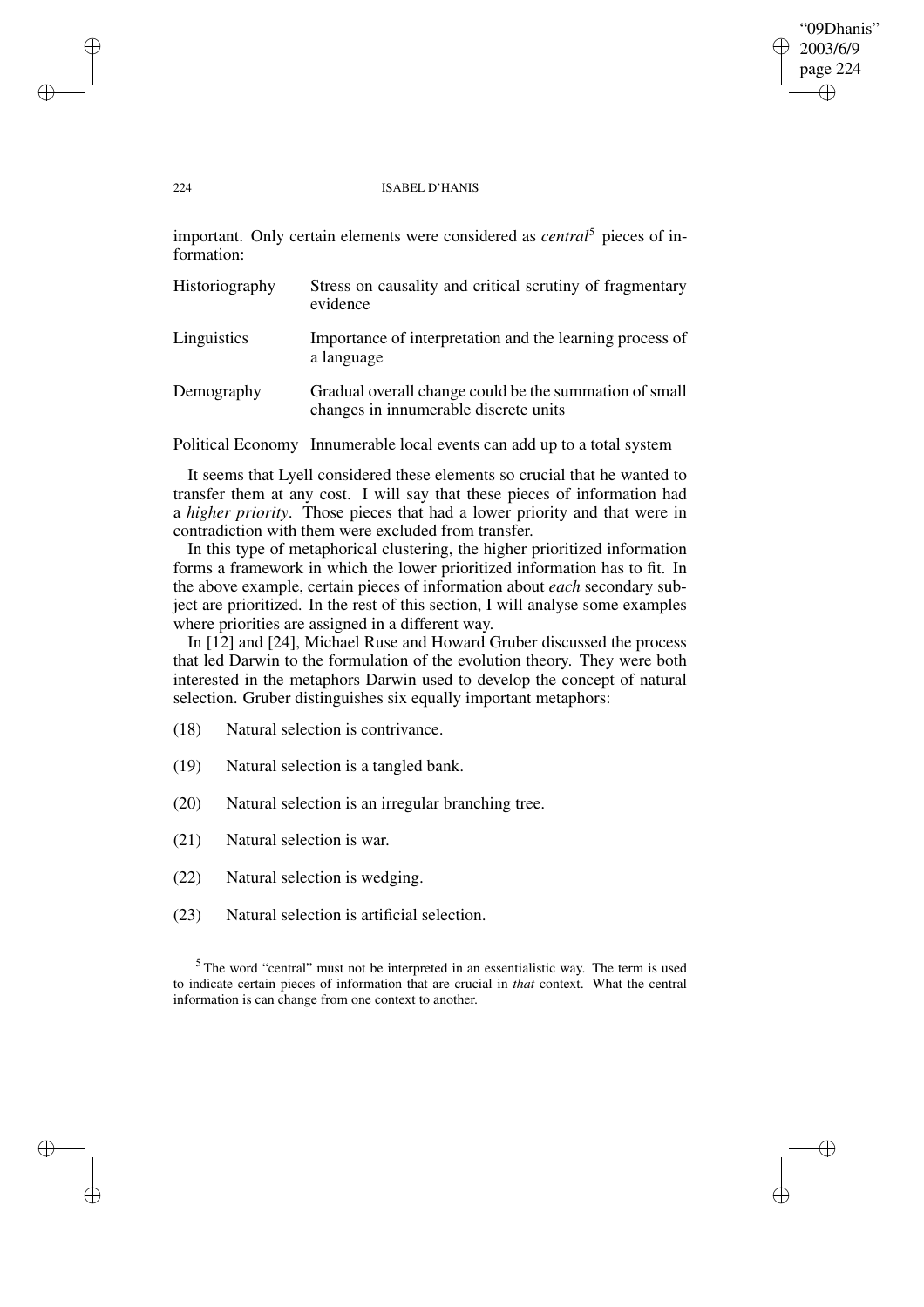important. Only certain elements were considered as *central*[5] pieces of information:

| | |
|---|---|
| Historiography | Stress on causality and critical scrutiny of fragmentary evidence |
| Linguistics | Importance of interpretation and the learning process of a language |
| Demography | Gradual overall change could be the summation of small changes in innumerable discrete units |
| Political Economy | Innumerable local events can add up to a total system |

It seems that Lyell considered these elements so crucial that he wanted to transfer them at any cost. I will say that these pieces of information had a *higher priority*. Those pieces that had a lower priority and that were in contradiction with them were excluded from transfer.

In this type of metaphorical clustering, the higher prioritized information forms a framework in which the lower prioritized information has to fit. In the above example, certain pieces of information about *each* secondary subject are prioritized. In the rest of this section, I will analyse some examples where priorities are assigned in a different way.

In [12] and [24], Michael Ruse and Howard Gruber discussed the process that led Darwin to the formulation of the evolution theory. They were both interested in the metaphors Darwin used to develop the concept of natural selection. Gruber distinguishes six equally important metaphors:

(18) Natural selection is contrivance.

(19) Natural selection is a tangled bank.

(20) Natural selection is an irregular branching tree.

(21) Natural selection is war.

(22) Natural selection is wedging.

(23) Natural selection is artificial selection.

[5] The word "central" must not be interpreted in an essentialistic way. The term is used to indicate certain pieces of information that are crucial in *that* context. What the central information is can change from one context to another.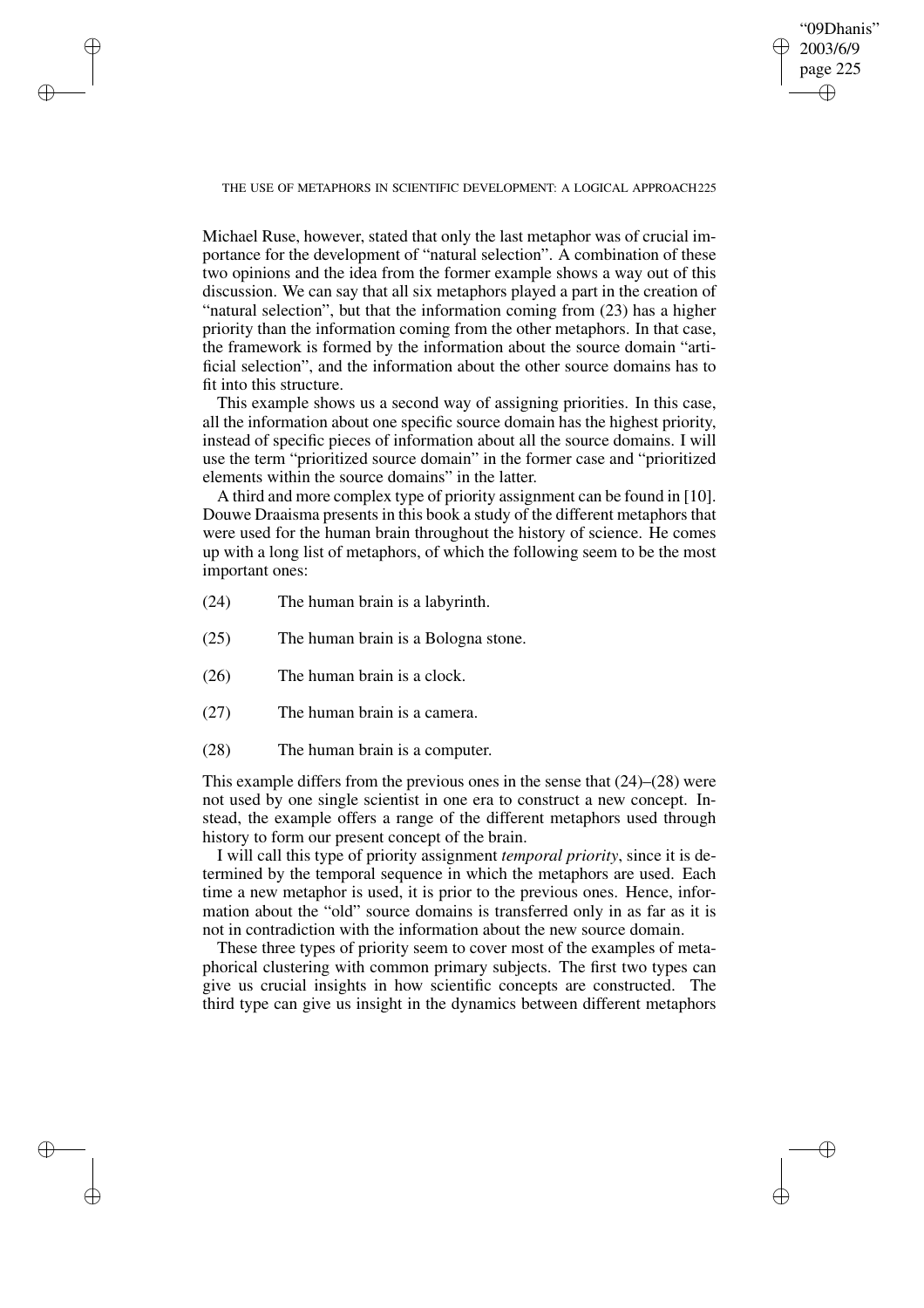Michael Ruse, however, stated that only the last metaphor was of crucial importance for the development of "natural selection". A combination of these two opinions and the idea from the former example shows a way out of this discussion. We can say that all six metaphors played a part in the creation of "natural selection", but that the information coming from (23) has a higher priority than the information coming from the other metaphors. In that case, the framework is formed by the information about the source domain "artificial selection", and the information about the other source domains has to fit into this structure.

This example shows us a second way of assigning priorities. In this case, all the information about one specific source domain has the highest priority, instead of specific pieces of information about all the source domains. I will use the term "prioritized source domain" in the former case and "prioritized elements within the source domains" in the latter.

A third and more complex type of priority assignment can be found in [10]. Douwe Draaisma presents in this book a study of the different metaphors that were used for the human brain throughout the history of science. He comes up with a long list of metaphors, of which the following seem to be the most important ones:

(24) The human brain is a labyrinth.

(25) The human brain is a Bologna stone.

(26) The human brain is a clock.

(27) The human brain is a camera.

(28) The human brain is a computer.

This example differs from the previous ones in the sense that (24)–(28) were not used by one single scientist in one era to construct a new concept. Instead, the example offers a range of the different metaphors used through history to form our present concept of the brain.

I will call this type of priority assignment *temporal priority*, since it is determined by the temporal sequence in which the metaphors are used. Each time a new metaphor is used, it is prior to the previous ones. Hence, information about the "old" source domains is transferred only in as far as it is not in contradiction with the information about the new source domain.

These three types of priority seem to cover most of the examples of metaphorical clustering with common primary subjects. The first two types can give us crucial insights in how scientific concepts are constructed. The third type can give us insight in the dynamics between different metaphors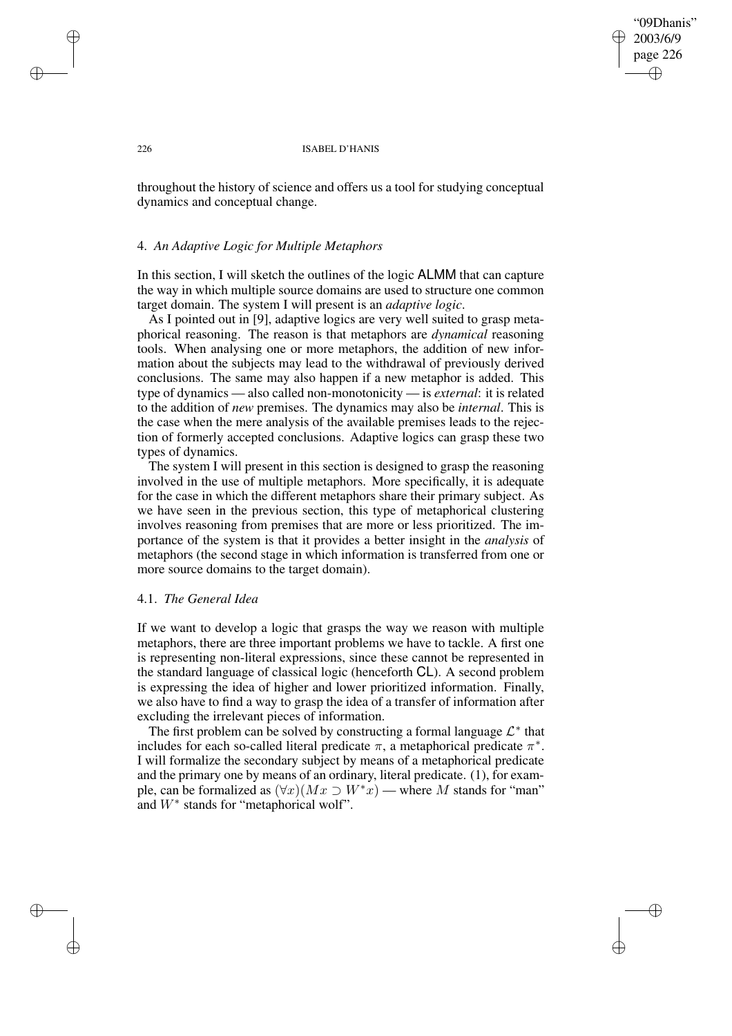throughout the history of science and offers us a tool for studying conceptual dynamics and conceptual change.

## 4. *An Adaptive Logic for Multiple Metaphors*

In this section, I will sketch the outlines of the logic ALMM that can capture the way in which multiple source domains are used to structure one common target domain. The system I will present is an *adaptive logic*.

As I pointed out in [9], adaptive logics are very well suited to grasp metaphorical reasoning. The reason is that metaphors are *dynamical* reasoning tools. When analysing one or more metaphors, the addition of new information about the subjects may lead to the withdrawal of previously derived conclusions. The same may also happen if a new metaphor is added. This type of dynamics — also called non-monotonicity — is *external*: it is related to the addition of *new* premises. The dynamics may also be *internal*. This is the case when the mere analysis of the available premises leads to the rejection of formerly accepted conclusions. Adaptive logics can grasp these two types of dynamics.

The system I will present in this section is designed to grasp the reasoning involved in the use of multiple metaphors. More specifically, it is adequate for the case in which the different metaphors share their primary subject. As we have seen in the previous section, this type of metaphorical clustering involves reasoning from premises that are more or less prioritized. The importance of the system is that it provides a better insight in the *analysis* of metaphors (the second stage in which information is transferred from one or more source domains to the target domain).

### 4.1. *The General Idea*

If we want to develop a logic that grasps the way we reason with multiple metaphors, there are three important problems we have to tackle. A first one is representing non-literal expressions, since these cannot be represented in the standard language of classical logic (henceforth CL). A second problem is expressing the idea of higher and lower prioritized information. Finally, we also have to find a way to grasp the idea of a transfer of information after excluding the irrelevant pieces of information.

The first problem can be solved by constructing a formal language $\mathcal{L}^*$ that includes for each so-called literal predicate $\pi$, a metaphorical predicate $\pi^*$. I will formalize the secondary subject by means of a metaphorical predicate and the primary one by means of an ordinary, literal predicate. (1), for example, can be formalized as $(\forall x)(Mx \supset W^*x)$ — where $M$ stands for "man" and $W^*$ stands for "metaphorical wolf".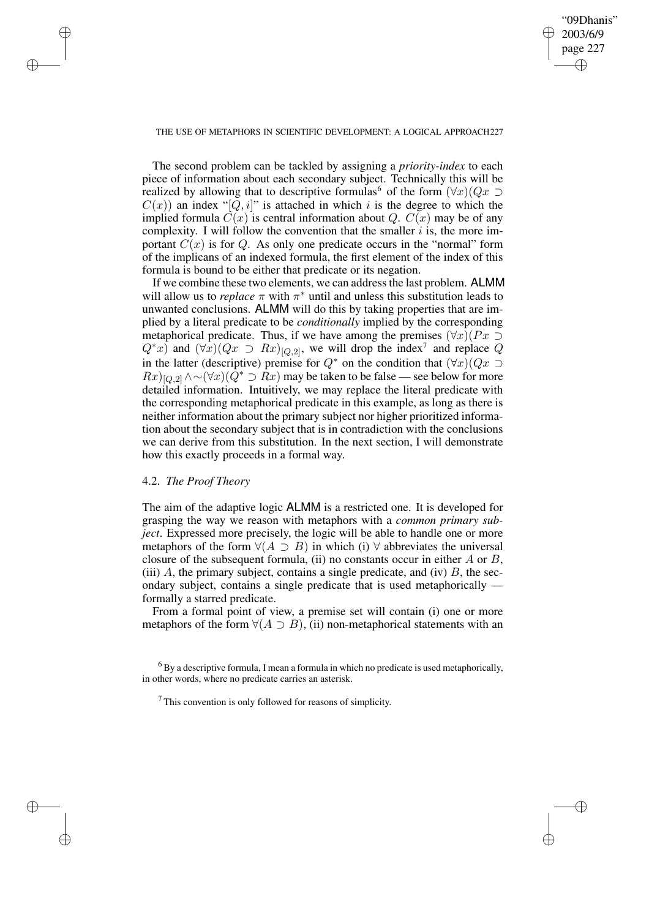The second problem can be tackled by assigning a *priority-index* to each piece of information about each secondary subject. Technically this will be realized by allowing that to descriptive formulas[6] of the form $(\forall x)(Qx \supset C(x))$ an index "$[Q, i]$" is attached in which $i$ is the degree to which the implied formula $C(x)$ is central information about $Q$. $C(x)$ may be of any complexity. I will follow the convention that the smaller $i$ is, the more important $C(x)$ is for $Q$. As only one predicate occurs in the "normal" form of the implicans of an indexed formula, the first element of the index of this formula is bound to be either that predicate or its negation.

If we combine these two elements, we can address the last problem. **ALMM** will allow us to *replace* $\pi$ with $\pi^*$ until and unless this substitution leads to unwanted conclusions. **ALMM** will do this by taking properties that are implied by a literal predicate to be *conditionally* implied by the corresponding metaphorical predicate. Thus, if we have among the premises $(\forall x)(Px \supset Q^*x)$ and $(\forall x)(Qx \supset Rx)_{[Q,2]}$, we will drop the index[7] and replace $Q$ in the latter (descriptive) premise for $Q^*$ on the condition that $(\forall x)(Qx \supset Rx)_{[Q,2]} \wedge {\sim}(\forall x)(Q^* \supset Rx)$ may be taken to be false — see below for more detailed information. Intuitively, we may replace the literal predicate with the corresponding metaphorical predicate in this example, as long as there is neither information about the primary subject nor higher prioritized information about the secondary subject that is in contradiction with the conclusions we can derive from this substitution. In the next section, I will demonstrate how this exactly proceeds in a formal way.

### 4.2. *The Proof Theory*

The aim of the adaptive logic **ALMM** is a restricted one. It is developed for grasping the way we reason with metaphors with a *common primary subject*. Expressed more precisely, the logic will be able to handle one or more metaphors of the form $\forall(A \supset B)$ in which (i) $\forall$ abbreviates the universal closure of the subsequent formula, (ii) no constants occur in either $A$ or $B$, (iii) $A$, the primary subject, contains a single predicate, and (iv) $B$, the secondary subject, contains a single predicate that is used metaphorically — formally a starred predicate.

From a formal point of view, a premise set will contain (i) one or more metaphors of the form $\forall(A \supset B)$, (ii) non-metaphorical statements with an

[6] By a descriptive formula, I mean a formula in which no predicate is used metaphorically, in other words, where no predicate carries an asterisk.

[7] This convention is only followed for reasons of simplicity.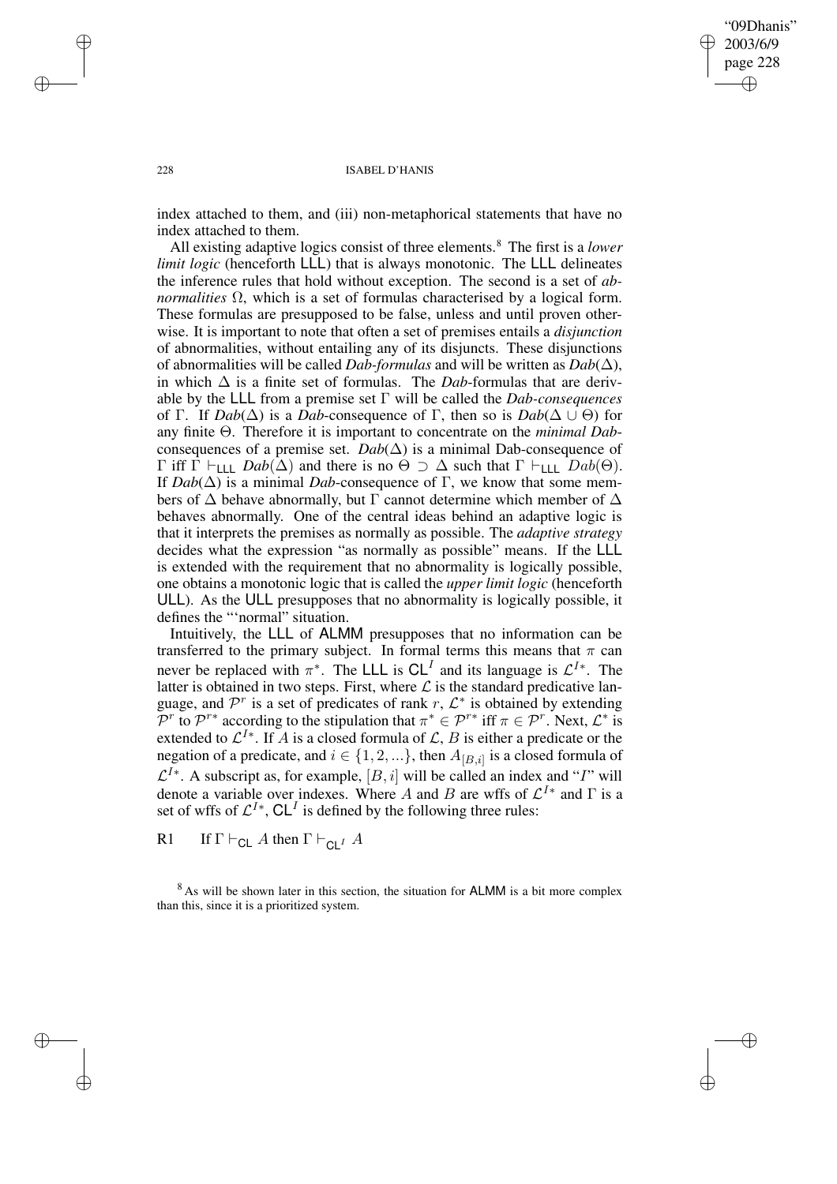index attached to them, and (iii) non-metaphorical statements that have no index attached to them.

All existing adaptive logics consist of three elements.[8] The first is a *lower limit logic* (henceforth LLL) that is always monotonic. The LLL delineates the inference rules that hold without exception. The second is a set of *abnormalities* $\Omega$, which is a set of formulas characterised by a logical form. These formulas are presupposed to be false, unless and until proven otherwise. It is important to note that often a set of premises entails a *disjunction* of abnormalities, without entailing any of its disjuncts. These disjunctions of abnormalities will be called *Dab-formulas* and will be written as $Dab(\Delta)$, in which $\Delta$ is a finite set of formulas. The *Dab*-formulas that are derivable by the LLL from a premise set $\Gamma$ will be called the *Dab-consequences* of $\Gamma$. If $Dab(\Delta)$ is a *Dab*-consequence of $\Gamma$, then so is $Dab(\Delta \cup \Theta)$ for any finite $\Theta$. Therefore it is important to concentrate on the *minimal Dab*-consequences of a premise set. $Dab(\Delta)$ is a minimal Dab-consequence of $\Gamma$ iff $\Gamma \vdash_{\mathsf{LLL}} Dab(\Delta)$ and there is no $\Theta \supset \Delta$ such that $\Gamma \vdash_{\mathsf{LLL}} Dab(\Theta)$. If $Dab(\Delta)$ is a minimal *Dab*-consequence of $\Gamma$, we know that some members of $\Delta$ behave abnormally, but $\Gamma$ cannot determine which member of $\Delta$ behaves abnormally. One of the central ideas behind an adaptive logic is that it interprets the premises as normally as possible. The *adaptive strategy* decides what the expression "as normally as possible" means. If the LLL is extended with the requirement that no abnormality is logically possible, one obtains a monotonic logic that is called the *upper limit logic* (henceforth ULL). As the ULL presupposes that no abnormality is logically possible, it defines the "'normal" situation.

Intuitively, the LLL of ALMM presupposes that no information can be transferred to the primary subject. In formal terms this means that $\pi$ can never be replaced with $\pi^*$. The LLL is $\mathsf{CL}^I$ and its language is $\mathcal{L}^{I*}$. The latter is obtained in two steps. First, where $\mathcal{L}$ is the standard predicative language, and $\mathcal{P}^r$ is a set of predicates of rank $r$, $\mathcal{L}^*$ is obtained by extending $\mathcal{P}^r$ to $\mathcal{P}^{r*}$ according to the stipulation that $\pi^* \in \mathcal{P}^{r*}$ iff $\pi \in \mathcal{P}^r$. Next, $\mathcal{L}^*$ is extended to $\mathcal{L}^{I*}$. If $A$ is a closed formula of $\mathcal{L}$, $B$ is either a predicate or the negation of a predicate, and $i \in \{1, 2, ...\}$, then $A_{[B,i]}$ is a closed formula of $\mathcal{L}^{I*}$. A subscript as, for example, $[B, i]$ will be called an index and "$I$" will denote a variable over indexes. Where $A$ and $B$ are wffs of $\mathcal{L}^{I*}$ and $\Gamma$ is a set of wffs of $\mathcal{L}^{I*}$, $\mathsf{CL}^I$ is defined by the following three rules:

R1 If $\Gamma \vdash_{\mathsf{CL}} A$ then $\Gamma \vdash_{\mathsf{CL}^I} A$

[8] As will be shown later in this section, the situation for ALMM is a bit more complex than this, since it is a prioritized system.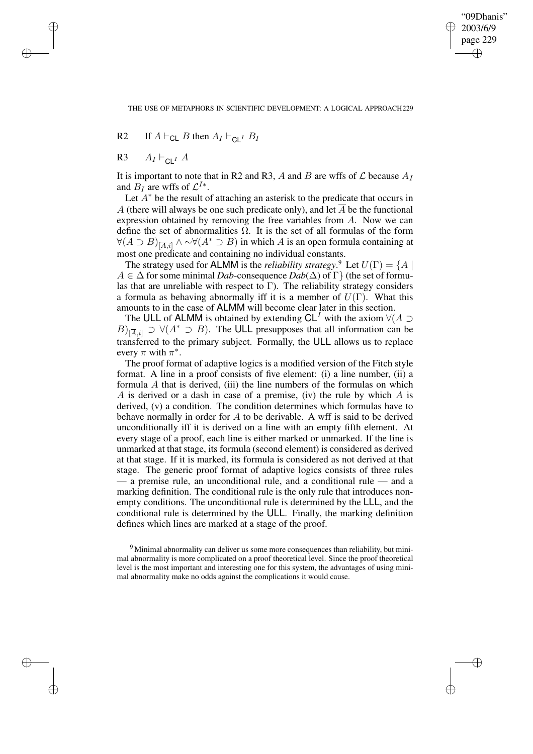R2 If $A \vdash_{\mathsf{CL}} B$ then $A_I \vdash_{\mathsf{CL}^I} B_I$

R3 $A_I \vdash_{\mathsf{CL}^I} A$

It is important to note that in R2 and R3, $A$ and $B$ are wffs of $\mathcal{L}$ because $A_I$ and $B_I$ are wffs of $\mathcal{L}^{I*}$.

Let $A^*$ be the result of attaching an asterisk to the predicate that occurs in $A$ (there will always be one such predicate only), and let $\overline{A}$ be the functional expression obtained by removing the free variables from $A$. Now we can define the set of abnormalities $\Omega$. It is the set of all formulas of the form $\forall(A \supset B)_{[\overline{A},i]} \wedge \sim\forall(A^* \supset B)$ in which $A$ is an open formula containing at most one predicate and containing no individual constants.

The strategy used for ALMM is the *reliability strategy*.[9] Let $U(\Gamma) = \{A \mid A \in \Delta$ for some minimal *Dab*-consequence *Dab*$(\Delta)$ of $\Gamma\}$ (the set of formulas that are unreliable with respect to $\Gamma$). The reliability strategy considers a formula as behaving abnormally iff it is a member of $U(\Gamma)$. What this amounts to in the case of ALMM will become clear later in this section.

The ULL of ALMM is obtained by extending $\mathsf{CL}^I$ with the axiom $\forall(A \supset B)_{[\overline{A},i]} \supset \forall(A^* \supset B)$. The ULL presupposes that all information can be transferred to the primary subject. Formally, the ULL allows us to replace every $\pi$ with $\pi^*$.

The proof format of adaptive logics is a modified version of the Fitch style format. A line in a proof consists of five element: (i) a line number, (ii) a formula $A$ that is derived, (iii) the line numbers of the formulas on which $A$ is derived or a dash in case of a premise, (iv) the rule by which $A$ is derived, (v) a condition. The condition determines which formulas have to behave normally in order for $A$ to be derivable. A wff is said to be derived unconditionally iff it is derived on a line with an empty fifth element. At every stage of a proof, each line is either marked or unmarked. If the line is unmarked at that stage, its formula (second element) is considered as derived at that stage. If it is marked, its formula is considered as not derived at that stage. The generic proof format of adaptive logics consists of three rules — a premise rule, an unconditional rule, and a conditional rule — and a marking definition. The conditional rule is the only rule that introduces non-empty conditions. The unconditional rule is determined by the LLL, and the conditional rule is determined by the ULL. Finally, the marking definition defines which lines are marked at a stage of the proof.

[9] Minimal abnormality can deliver us some more consequences than reliability, but minimal abnormality is more complicated on a proof theoretical level. Since the proof theoretical level is the most important and interesting one for this system, the advantages of using minimal abnormality make no odds against the complications it would cause.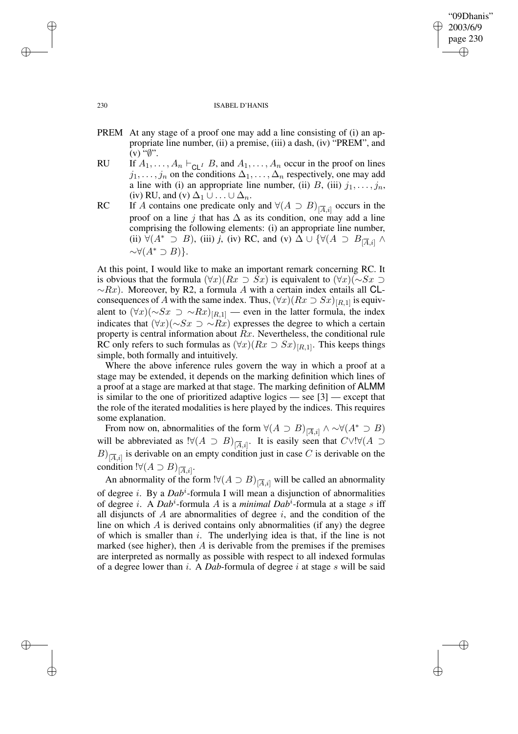PREM At any stage of a proof one may add a line consisting of (i) an appropriate line number, (ii) a premise, (iii) a dash, (iv) "PREM", and (v) "$\emptyset$".

RU If $A_1, \ldots, A_n \vdash_{\mathsf{CL}^I} B$, and $A_1, \ldots, A_n$ occur in the proof on lines $j_1, \ldots, j_n$ on the conditions $\Delta_1, \ldots, \Delta_n$ respectively, one may add a line with (i) an appropriate line number, (ii) $B$, (iii) $j_1, \ldots, j_n$, (iv) RU, and (v) $\Delta_1 \cup \ldots \cup \Delta_n$.

RC If $A$ contains one predicate only and $\forall(A \supset B)_{[\overline{A},i]}$ occurs in the proof on a line $j$ that has $\Delta$ as its condition, one may add a line comprising the following elements: (i) an appropriate line number, (ii) $\forall(A^* \supset B)$, (iii) $j$, (iv) RC, and (v) $\Delta \cup \{\forall(A \supset B_{[\overline{A},i]} \wedge {\sim}\forall(A^* \supset B)\}$.

At this point, I would like to make an important remark concerning RC. It is obvious that the formula $(\forall x)(Rx \supset Sx)$ is equivalent to $(\forall x)({\sim}Sx \supset {\sim}Rx)$. Moreover, by R2, a formula $A$ with a certain index entails all $\mathsf{CL}$-consequences of $A$ with the same index. Thus, $(\forall x)(Rx \supset Sx)_{[R,1]}$ is equivalent to $(\forall x)({\sim}Sx \supset {\sim}Rx)_{[R,1]}$ — even in the latter formula, the index indicates that $(\forall x)({\sim}Sx \supset {\sim}Rx)$ expresses the degree to which a certain property is central information about $Rx$. Nevertheless, the conditional rule RC only refers to such formulas as $(\forall x)(Rx \supset Sx)_{[R,1]}$. This keeps things simple, both formally and intuitively.

Where the above inference rules govern the way in which a proof at a stage may be extended, it depends on the marking definition which lines of a proof at a stage are marked at that stage. The marking definition of $\mathsf{ALMM}$ is similar to the one of prioritized adaptive logics — see [3] — except that the role of the iterated modalities is here played by the indices. This requires some explanation.

From now on, abnormalities of the form $\forall(A \supset B)_{[\overline{A},i]} \wedge {\sim}\forall(A^* \supset B)$ will be abbreviated as $!\forall(A \supset B)_{[\overline{A},i]}$. It is easily seen that $C \vee !\forall(A \supset B)_{[\overline{A},i]}$ is derivable on an empty condition just in case $C$ is derivable on the condition $!\forall(A \supset B)_{[\overline{A},i]}$.

An abnormality of the form $!\forall(A \supset B)_{[\overline{A},i]}$ will be called an abnormality of degree $i$. By a *Dab*$^i$-formula I will mean a disjunction of abnormalities of degree $i$. A *Dab*$^i$-formula $A$ is a *minimal Dab*$^i$-formula at a stage $s$ iff all disjuncts of $A$ are abnormalities of degree $i$, and the condition of the line on which $A$ is derived contains only abnormalities (if any) the degree of which is smaller than $i$. The underlying idea is that, if the line is not marked (see higher), then $A$ is derivable from the premises if the premises are interpreted as normally as possible with respect to all indexed formulas of a degree lower than $i$. A *Dab*-formula of degree $i$ at stage $s$ will be said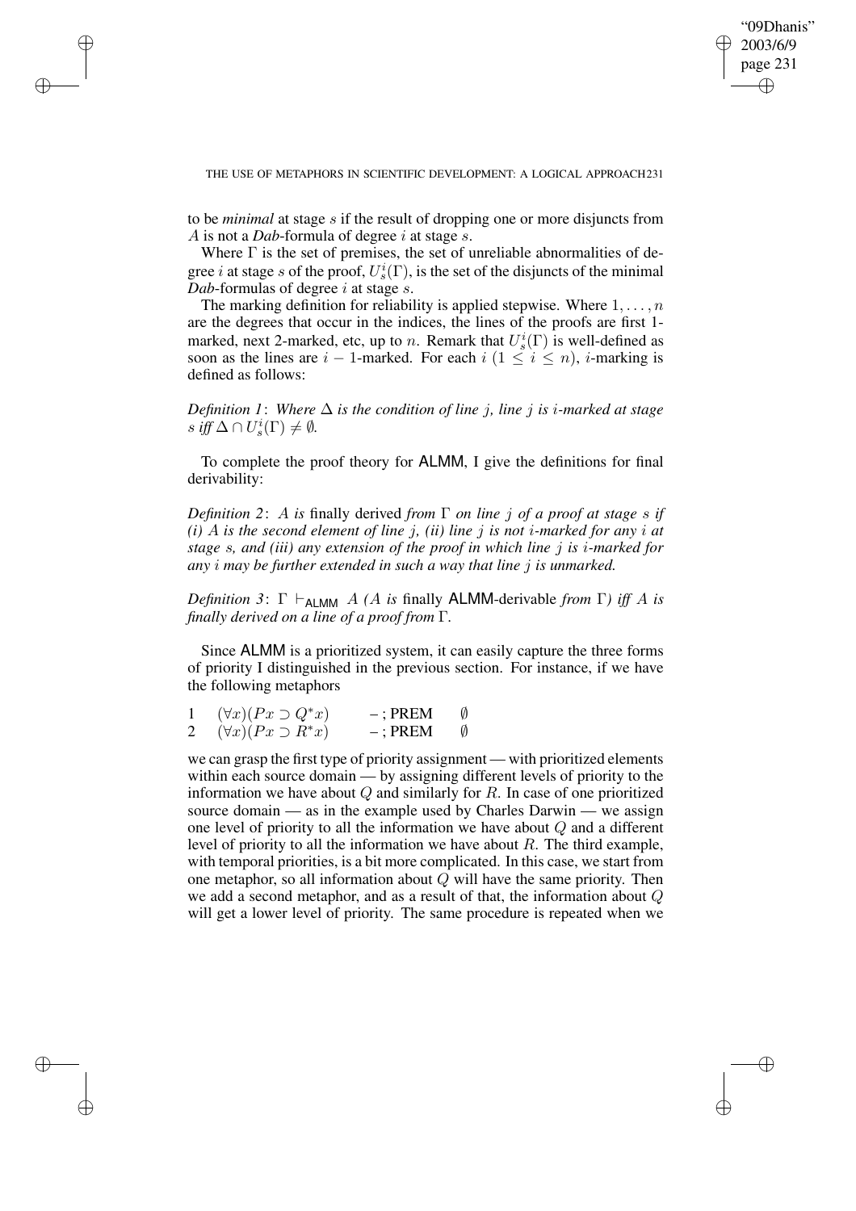to be *minimal* at stage $s$ if the result of dropping one or more disjuncts from $A$ is not a *Dab*-formula of degree $i$ at stage $s$.

Where $\Gamma$ is the set of premises, the set of unreliable abnormalities of degree $i$ at stage $s$ of the proof, $U_s^i(\Gamma)$, is the set of the disjuncts of the minimal *Dab*-formulas of degree $i$ at stage $s$.

The marking definition for reliability is applied stepwise. Where $1, \ldots, n$ are the degrees that occur in the indices, the lines of the proofs are first 1-marked, next 2-marked, etc, up to $n$. Remark that $U_s^i(\Gamma)$ is well-defined as soon as the lines are $i-1$-marked. For each $i$ ($1 \leq i \leq n$), $i$-marking is defined as follows:

*Definition 1*: *Where $\Delta$ is the condition of line $j$, line $j$ is $i$-marked at stage $s$ iff $\Delta \cap U_s^i(\Gamma) \neq \emptyset$.*

To complete the proof theory for ALMM, I give the definitions for final derivability:

*Definition 2*: *$A$ is* finally derived *from $\Gamma$ on line $j$ of a proof at stage $s$ if (i) $A$ is the second element of line $j$, (ii) line $j$ is not $i$-marked for any $i$ at stage $s$, and (iii) any extension of the proof in which line $j$ is $i$-marked for any $i$ may be further extended in such a way that line $j$ is unmarked.*

*Definition 3*: $\Gamma \vdash_{\mathsf{ALMM}} A$ *($A$ is* finally ALMM-derivable *from $\Gamma$) iff $A$ is finally derived on a line of a proof from $\Gamma$.*

Since ALMM is a prioritized system, it can easily capture the three forms of priority I distinguished in the previous section. For instance, if we have the following metaphors

| | | | |
|---|---|---|---|
| 1 | $(\forall x)(Px \supset Q^*x)$ | – ; PREM | $\emptyset$ |
| 2 | $(\forall x)(Px \supset R^*x)$ | – ; PREM | $\emptyset$ |

we can grasp the first type of priority assignment — with prioritized elements within each source domain — by assigning different levels of priority to the information we have about $Q$ and similarly for $R$. In case of one prioritized source domain — as in the example used by Charles Darwin — we assign one level of priority to all the information we have about $Q$ and a different level of priority to all the information we have about $R$. The third example, with temporal priorities, is a bit more complicated. In this case, we start from one metaphor, so all information about $Q$ will have the same priority. Then we add a second metaphor, and as a result of that, the information about $Q$ will get a lower level of priority. The same procedure is repeated when we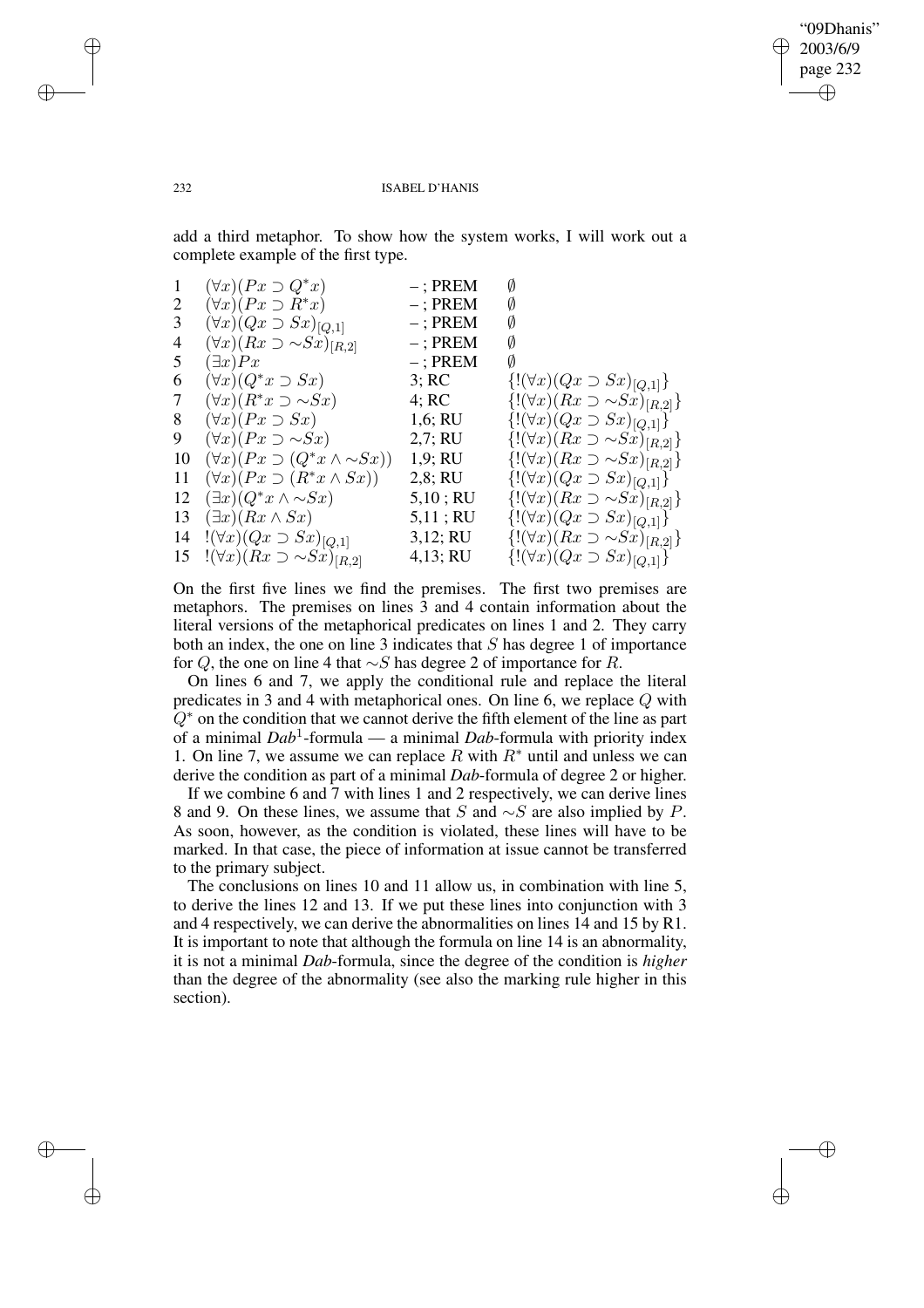add a third metaphor. To show how the system works, I will work out a complete example of the first type.

| | | | |
|---|---|---|---|
| 1 | $(\forall x)(Px \supset Q^*x)$ | – ; PREM | $\emptyset$ |
| 2 | $(\forall x)(Px \supset R^*x)$ | – ; PREM | $\emptyset$ |
| 3 | $(\forall x)(Qx \supset Sx)_{[Q,1]}$ | – ; PREM | $\emptyset$ |
| 4 | $(\forall x)(Rx \supset \sim Sx)_{[R,2]}$ | – ; PREM | $\emptyset$ |
| 5 | $(\exists x)Px$ | – ; PREM | $\emptyset$ |
| 6 | $(\forall x)(Q^*x \supset Sx)$ | 3; RC | $\{!(\forall x)(Qx \supset Sx)_{[Q,1]}\}$ |
| 7 | $(\forall x)(R^*x \supset \sim Sx)$ | 4; RC | $\{!(\forall x)(Rx \supset \sim Sx)_{[R,2]}\}$ |
| 8 | $(\forall x)(Px \supset Sx)$ | 1,6; RU | $\{!(\forall x)(Qx \supset Sx)_{[Q,1]}\}$ |
| 9 | $(\forall x)(Px \supset \sim Sx)$ | 2,7; RU | $\{!(\forall x)(Rx \supset \sim Sx)_{[R,2]}\}$ |
| 10 | $(\forall x)(Px \supset (Q^*x \wedge \sim Sx))$ | 1,9; RU | $\{!(\forall x)(Rx \supset \sim Sx)_{[R,2]}\}$ |
| 11 | $(\forall x)(Px \supset (R^*x \wedge Sx))$ | 2,8; RU | $\{!(\forall x)(Qx \supset Sx)_{[Q,1]}\}$ |
| 12 | $(\exists x)(Q^*x \wedge \sim Sx)$ | 5,10 ; RU | $\{!(\forall x)(Rx \supset \sim Sx)_{[R,2]}\}$ |
| 13 | $(\exists x)(Rx \wedge Sx)$ | 5,11 ; RU | $\{!(\forall x)(Qx \supset Sx)_{[Q,1]}\}$ |
| 14 | $!(\forall x)(Qx \supset Sx)_{[Q,1]}$ | 3,12; RU | $\{!(\forall x)(Rx \supset \sim Sx)_{[R,2]}\}$ |
| 15 | $!(\forall x)(Rx \supset \sim Sx)_{[R,2]}$ | 4,13; RU | $\{!(\forall x)(Qx \supset Sx)_{[Q,1]}\}$ |

On the first five lines we find the premises. The first two premises are metaphors. The premises on lines 3 and 4 contain information about the literal versions of the metaphorical predicates on lines 1 and 2. They carry both an index, the one on line 3 indicates that $S$ has degree 1 of importance for $Q$, the one on line 4 that $\sim S$ has degree 2 of importance for $R$.

On lines 6 and 7, we apply the conditional rule and replace the literal predicates in 3 and 4 with metaphorical ones. On line 6, we replace $Q$ with $Q^*$ on the condition that we cannot derive the fifth element of the line as part of a minimal *Dab*$^1$-formula — a minimal *Dab*-formula with priority index 1. On line 7, we assume we can replace $R$ with $R^*$ until and unless we can derive the condition as part of a minimal *Dab*-formula of degree 2 or higher.

If we combine 6 and 7 with lines 1 and 2 respectively, we can derive lines 8 and 9. On these lines, we assume that $S$ and $\sim S$ are also implied by $P$. As soon, however, as the condition is violated, these lines will have to be marked. In that case, the piece of information at issue cannot be transferred to the primary subject.

The conclusions on lines 10 and 11 allow us, in combination with line 5, to derive the lines 12 and 13. If we put these lines into conjunction with 3 and 4 respectively, we can derive the abnormalities on lines 14 and 15 by R1. It is important to note that although the formula on line 14 is an abnormality, it is not a minimal *Dab*-formula, since the degree of the condition is *higher* than the degree of the abnormality (see also the marking rule higher in this section).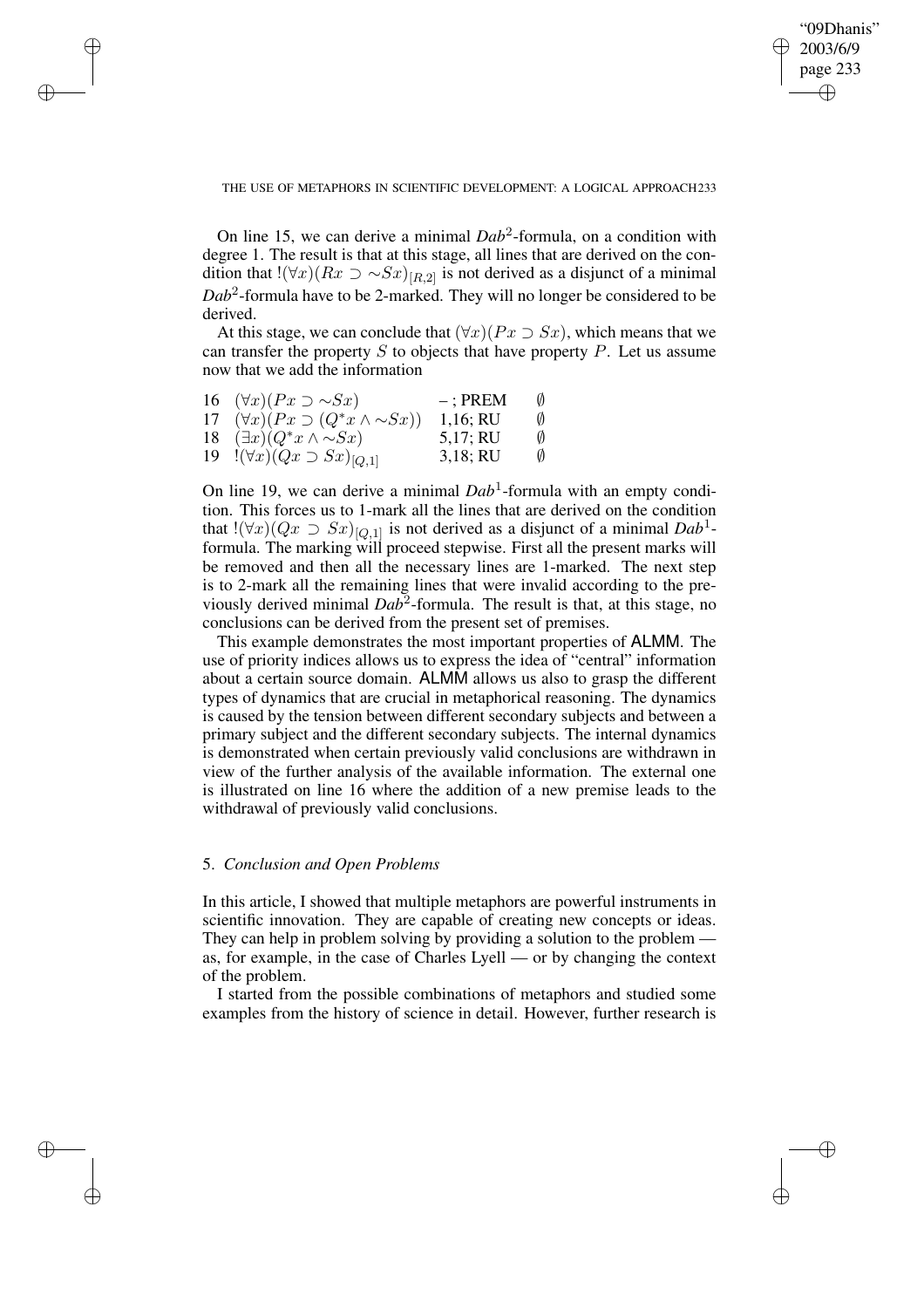On line 15, we can derive a minimal *Dab*$^2$-formula, on a condition with degree 1. The result is that at this stage, all lines that are derived on the condition that $!(\forall x)(Rx \supset \sim Sx)_{[R,2]}$ is not derived as a disjunct of a minimal *Dab*$^2$-formula have to be 2-marked. They will no longer be considered to be derived.

At this stage, we can conclude that $(\forall x)(Px \supset Sx)$, which means that we can transfer the property $S$ to objects that have property $P$. Let us assume now that we add the information

| | | | |
|---|---|---|---|
| 16 | $(\forall x)(Px \supset \sim Sx)$ | – ; PREM | $\emptyset$ |
| 17 | $(\forall x)(Px \supset (Q^{*}x \wedge \sim Sx))$ | 1,16; RU | $\emptyset$ |
| 18 | $(\exists x)(Q^{*}x \wedge \sim Sx)$ | 5,17; RU | $\emptyset$ |
| 19 | $!(\forall x)(Qx \supset Sx)_{[Q,1]}$ | 3,18; RU | $\emptyset$ |

On line 19, we can derive a minimal *Dab*$^1$-formula with an empty condition. This forces us to 1-mark all the lines that are derived on the condition that $!(\forall x)(Qx \supset Sx)_{[Q,1]}$ is not derived as a disjunct of a minimal *Dab*$^1$-formula. The marking will proceed stepwise. First all the present marks will be removed and then all the necessary lines are 1-marked. The next step is to 2-mark all the remaining lines that were invalid according to the previously derived minimal *Dab*$^2$-formula. The result is that, at this stage, no conclusions can be derived from the present set of premises.

This example demonstrates the most important properties of ALMM. The use of priority indices allows us to express the idea of "central" information about a certain source domain. ALMM allows us also to grasp the different types of dynamics that are crucial in metaphorical reasoning. The dynamics is caused by the tension between different secondary subjects and between a primary subject and the different secondary subjects. The internal dynamics is demonstrated when certain previously valid conclusions are withdrawn in view of the further analysis of the available information. The external one is illustrated on line 16 where the addition of a new premise leads to the withdrawal of previously valid conclusions.

## 5. *Conclusion and Open Problems*

In this article, I showed that multiple metaphors are powerful instruments in scientific innovation. They are capable of creating new concepts or ideas. They can help in problem solving by providing a solution to the problem — as, for example, in the case of Charles Lyell — or by changing the context of the problem.

I started from the possible combinations of metaphors and studied some examples from the history of science in detail. However, further research is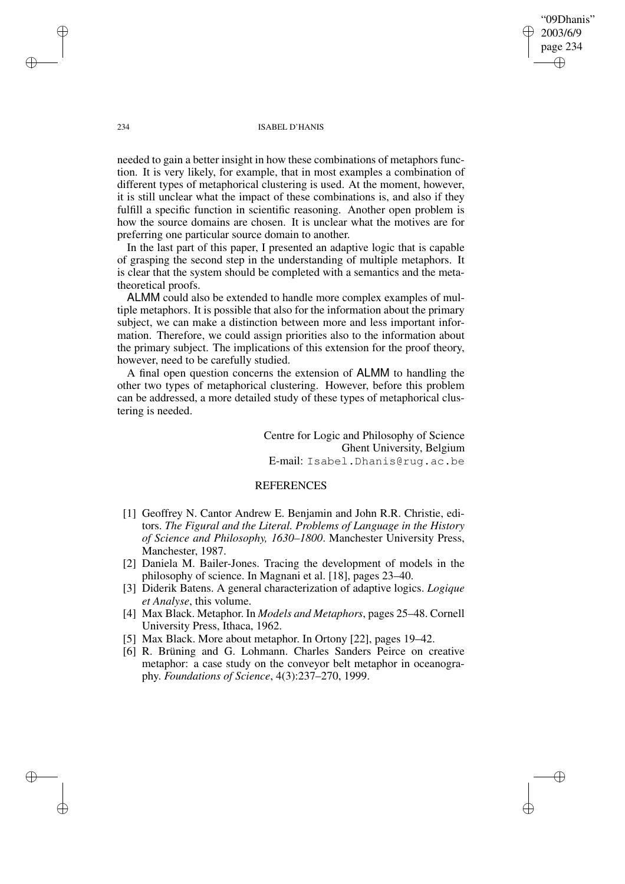needed to gain a better insight in how these combinations of metaphors function. It is very likely, for example, that in most examples a combination of different types of metaphorical clustering is used. At the moment, however, it is still unclear what the impact of these combinations is, and also if they fulfill a specific function in scientific reasoning. Another open problem is how the source domains are chosen. It is unclear what the motives are for preferring one particular source domain to another.

In the last part of this paper, I presented an adaptive logic that is capable of grasping the second step in the understanding of multiple metaphors. It is clear that the system should be completed with a semantics and the metatheoretical proofs.

ALMM could also be extended to handle more complex examples of multiple metaphors. It is possible that also for the information about the primary subject, we can make a distinction between more and less important information. Therefore, we could assign priorities also to the information about the primary subject. The implications of this extension for the proof theory, however, need to be carefully studied.

A final open question concerns the extension of ALMM to handling the other two types of metaphorical clustering. However, before this problem can be addressed, a more detailed study of these types of metaphorical clustering is needed.

Centre for Logic and Philosophy of Science
Ghent University, Belgium
E-mail: Isabel.Dhanis@rug.ac.be

## REFERENCES

[1] Geoffrey N. Cantor Andrew E. Benjamin and John R.R. Christie, editors. *The Figural and the Literal. Problems of Language in the History of Science and Philosophy, 1630–1800*. Manchester University Press, Manchester, 1987.

[2] Daniela M. Bailer-Jones. Tracing the development of models in the philosophy of science. In Magnani et al. [18], pages 23–40.

[3] Diderik Batens. A general characterization of adaptive logics. *Logique et Analyse*, this volume.

[4] Max Black. Metaphor. In *Models and Metaphors*, pages 25–48. Cornell University Press, Ithaca, 1962.

[5] Max Black. More about metaphor. In Ortony [22], pages 19–42.

[6] R. Brüning and G. Lohmann. Charles Sanders Peirce on creative metaphor: a case study on the conveyor belt metaphor in oceanography. *Foundations of Science*, 4(3):237–270, 1999.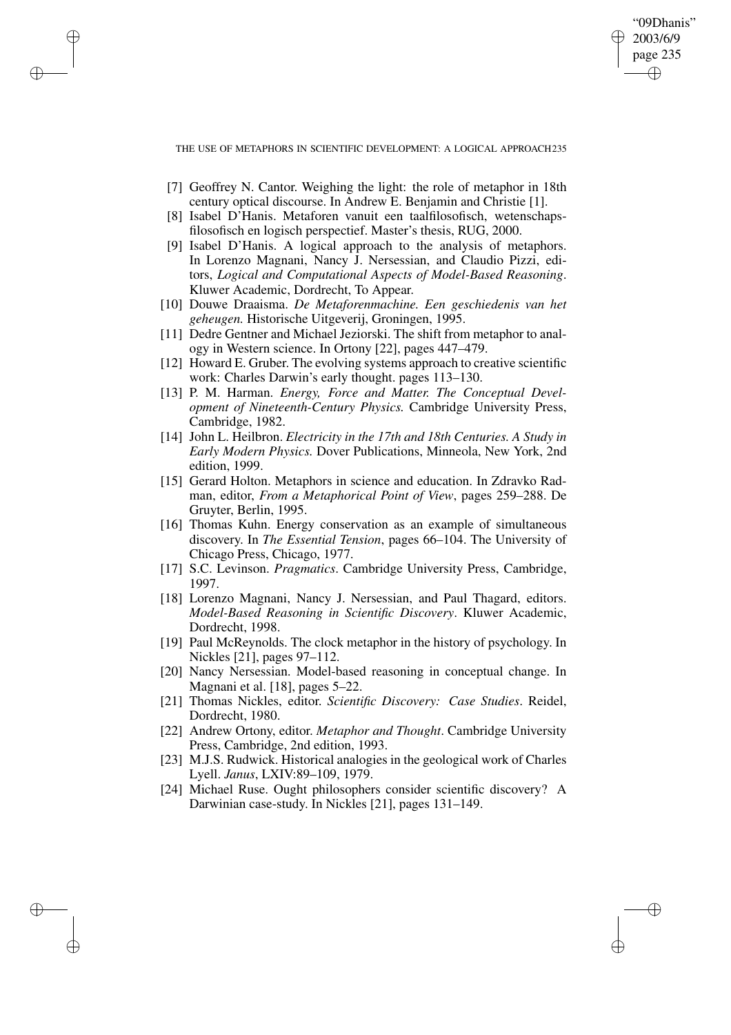[7] Geoffrey N. Cantor. Weighing the light: the role of metaphor in 18th century optical discourse. In Andrew E. Benjamin and Christie [1].

[8] Isabel D'Hanis. Metaforen vanuit een taalfilosofisch, wetenschapsfilosofisch en logisch perspectief. Master's thesis, RUG, 2000.

[9] Isabel D'Hanis. A logical approach to the analysis of metaphors. In Lorenzo Magnani, Nancy J. Nersessian, and Claudio Pizzi, editors, *Logical and Computational Aspects of Model-Based Reasoning*. Kluwer Academic, Dordrecht, To Appear.

[10] Douwe Draaisma. *De Metaforenmachine. Een geschiedenis van het geheugen.* Historische Uitgeverij, Groningen, 1995.

[11] Dedre Gentner and Michael Jeziorski. The shift from metaphor to analogy in Western science. In Ortony [22], pages 447–479.

[12] Howard E. Gruber. The evolving systems approach to creative scientific work: Charles Darwin's early thought. pages 113–130.

[13] P. M. Harman. *Energy, Force and Matter. The Conceptual Development of Nineteenth-Century Physics.* Cambridge University Press, Cambridge, 1982.

[14] John L. Heilbron. *Electricity in the 17th and 18th Centuries. A Study in Early Modern Physics.* Dover Publications, Minneola, New York, 2nd edition, 1999.

[15] Gerard Holton. Metaphors in science and education. In Zdravko Radman, editor, *From a Metaphorical Point of View*, pages 259–288. De Gruyter, Berlin, 1995.

[16] Thomas Kuhn. Energy conservation as an example of simultaneous discovery. In *The Essential Tension*, pages 66–104. The University of Chicago Press, Chicago, 1977.

[17] S.C. Levinson. *Pragmatics*. Cambridge University Press, Cambridge, 1997.

[18] Lorenzo Magnani, Nancy J. Nersessian, and Paul Thagard, editors. *Model-Based Reasoning in Scientific Discovery*. Kluwer Academic, Dordrecht, 1998.

[19] Paul McReynolds. The clock metaphor in the history of psychology. In Nickles [21], pages 97–112.

[20] Nancy Nersessian. Model-based reasoning in conceptual change. In Magnani et al. [18], pages 5–22.

[21] Thomas Nickles, editor. *Scientific Discovery: Case Studies*. Reidel, Dordrecht, 1980.

[22] Andrew Ortony, editor. *Metaphor and Thought*. Cambridge University Press, Cambridge, 2nd edition, 1993.

[23] M.J.S. Rudwick. Historical analogies in the geological work of Charles Lyell. *Janus*, LXIV:89–109, 1979.

[24] Michael Ruse. Ought philosophers consider scientific discovery? A Darwinian case-study. In Nickles [21], pages 131–149.